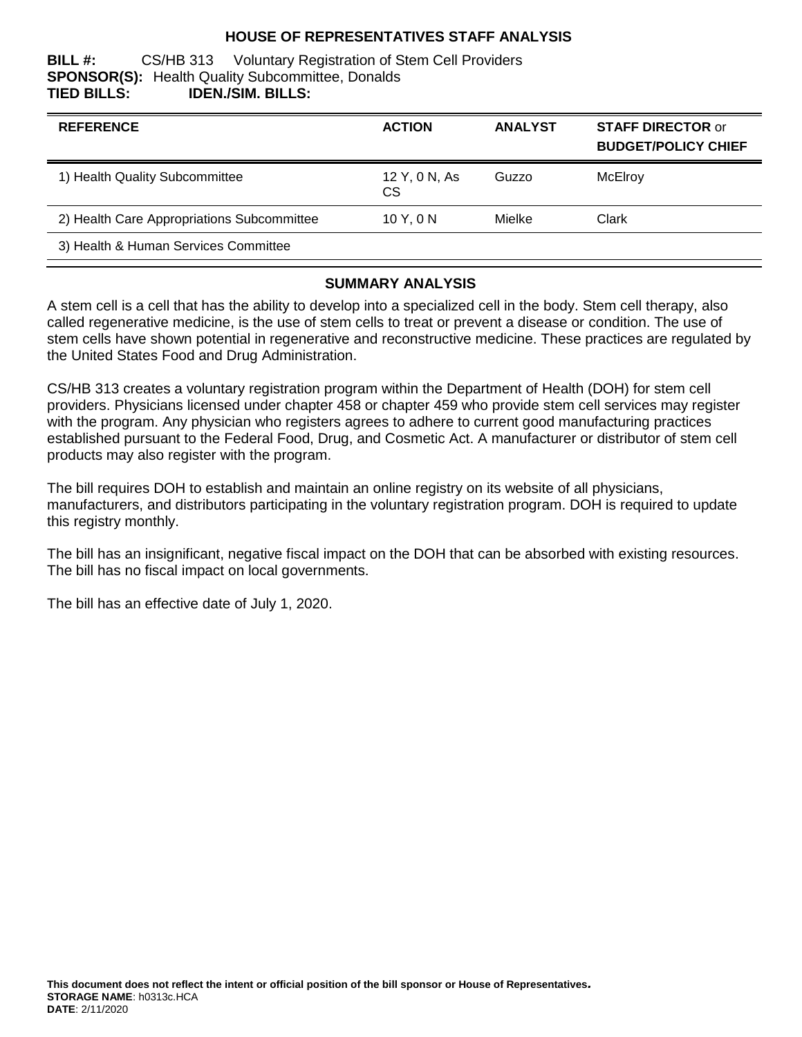# HOUSE OF REPRESENTATIVES STAFF ANALYSIS

**BILL #:** CS/HB 313 Voluntary Registration of Stem Cell Providers
**SPONSOR(S):** Health Quality Subcommittee, Donalds
**TIED BILLS:** **IDEN./SIM. BILLS:**

| REFERENCE | ACTION | ANALYST | STAFF DIRECTOR or BUDGET/POLICY CHIEF |
|---|---|---|---|
| 1) Health Quality Subcommittee | 12 Y, 0 N, As CS | Guzzo | McElroy |
| 2) Health Care Appropriations Subcommittee | 10 Y, 0 N | Mielke | Clark |
| 3) Health & Human Services Committee | | | |

## SUMMARY ANALYSIS

A stem cell is a cell that has the ability to develop into a specialized cell in the body. Stem cell therapy, also called regenerative medicine, is the use of stem cells to treat or prevent a disease or condition. The use of stem cells have shown potential in regenerative and reconstructive medicine. These practices are regulated by the United States Food and Drug Administration.

CS/HB 313 creates a voluntary registration program within the Department of Health (DOH) for stem cell providers. Physicians licensed under chapter 458 or chapter 459 who provide stem cell services may register with the program. Any physician who registers agrees to adhere to current good manufacturing practices established pursuant to the Federal Food, Drug, and Cosmetic Act. A manufacturer or distributor of stem cell products may also register with the program.

The bill requires DOH to establish and maintain an online registry on its website of all physicians, manufacturers, and distributors participating in the voluntary registration program. DOH is required to update this registry monthly.

The bill has an insignificant, negative fiscal impact on the DOH that can be absorbed with existing resources. The bill has no fiscal impact on local governments.

The bill has an effective date of July 1, 2020.

**This document does not reflect the intent or official position of the bill sponsor or House of Representatives.**
**STORAGE NAME**: h0313c.HCA
**DATE**: 2/11/2020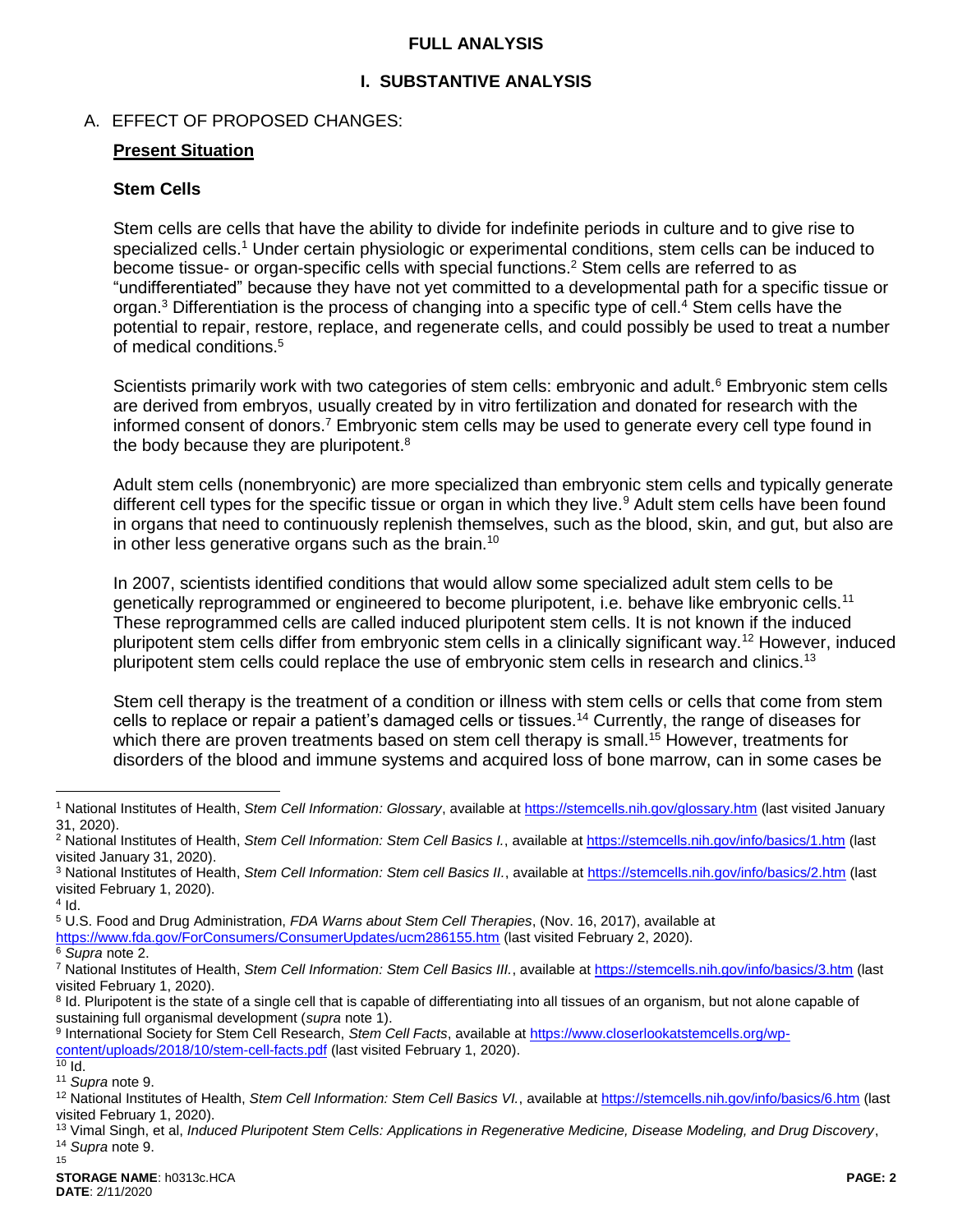# FULL ANALYSIS

## I. SUBSTANTIVE ANALYSIS

A. EFFECT OF PROPOSED CHANGES:

**Present Situation**

**Stem Cells**

Stem cells are cells that have the ability to divide for indefinite periods in culture and to give rise to specialized cells.[1] Under certain physiologic or experimental conditions, stem cells can be induced to become tissue- or organ-specific cells with special functions.[2] Stem cells are referred to as "undifferentiated" because they have not yet committed to a developmental path for a specific tissue or organ.[3] Differentiation is the process of changing into a specific type of cell.[4] Stem cells have the potential to repair, restore, replace, and regenerate cells, and could possibly be used to treat a number of medical conditions.[5]

Scientists primarily work with two categories of stem cells: embryonic and adult.[6] Embryonic stem cells are derived from embryos, usually created by in vitro fertilization and donated for research with the informed consent of donors.[7] Embryonic stem cells may be used to generate every cell type found in the body because they are pluripotent.[8]

Adult stem cells (nonembryonic) are more specialized than embryonic stem cells and typically generate different cell types for the specific tissue or organ in which they live.[9] Adult stem cells have been found in organs that need to continuously replenish themselves, such as the blood, skin, and gut, but also are in other less generative organs such as the brain.[10]

In 2007, scientists identified conditions that would allow some specialized adult stem cells to be genetically reprogrammed or engineered to become pluripotent, i.e. behave like embryonic cells.[11] These reprogrammed cells are called induced pluripotent stem cells. It is not known if the induced pluripotent stem cells differ from embryonic stem cells in a clinically significant way.[12] However, induced pluripotent stem cells could replace the use of embryonic stem cells in research and clinics.[13]

Stem cell therapy is the treatment of a condition or illness with stem cells or cells that come from stem cells to replace or repair a patient's damaged cells or tissues.[14] Currently, the range of diseases for which there are proven treatments based on stem cell therapy is small.[15] However, treatments for disorders of the blood and immune systems and acquired loss of bone marrow, can in some cases be

---

[1] National Institutes of Health, *Stem Cell Information: Glossary*, available at https://stemcells.nih.gov/glossary.htm (last visited January 31, 2020).

[2] National Institutes of Health, *Stem Cell Information: Stem Cell Basics I.*, available at https://stemcells.nih.gov/info/basics/1.htm (last visited January 31, 2020).

[3] National Institutes of Health, *Stem Cell Information: Stem cell Basics II.*, available at https://stemcells.nih.gov/info/basics/2.htm (last visited February 1, 2020).

[4] Id.

[5] U.S. Food and Drug Administration, *FDA Warns about Stem Cell Therapies*, (Nov. 16, 2017), available at https://www.fda.gov/ForConsumers/ConsumerUpdates/ucm286155.htm (last visited February 2, 2020).

[6] *Supra* note 2.

[7] National Institutes of Health, *Stem Cell Information: Stem Cell Basics III.*, available at https://stemcells.nih.gov/info/basics/3.htm (last visited February 1, 2020).

[8] Id. Pluripotent is the state of a single cell that is capable of differentiating into all tissues of an organism, but not alone capable of sustaining full organismal development (*supra* note 1).

[9] International Society for Stem Cell Research, *Stem Cell Facts*, available at https://www.closerlookatstemcells.org/wp-content/uploads/2018/10/stem-cell-facts.pdf (last visited February 1, 2020).

[10] Id.

[11] *Supra* note 9.

[12] National Institutes of Health, *Stem Cell Information: Stem Cell Basics VI.*, available at https://stemcells.nih.gov/info/basics/6.htm (last visited February 1, 2020).

[13] Vimal Singh, et al, *Induced Pluripotent Stem Cells: Applications in Regenerative Medicine, Disease Modeling, and Drug Discovery*,

[14] *Supra* note 9.

[15]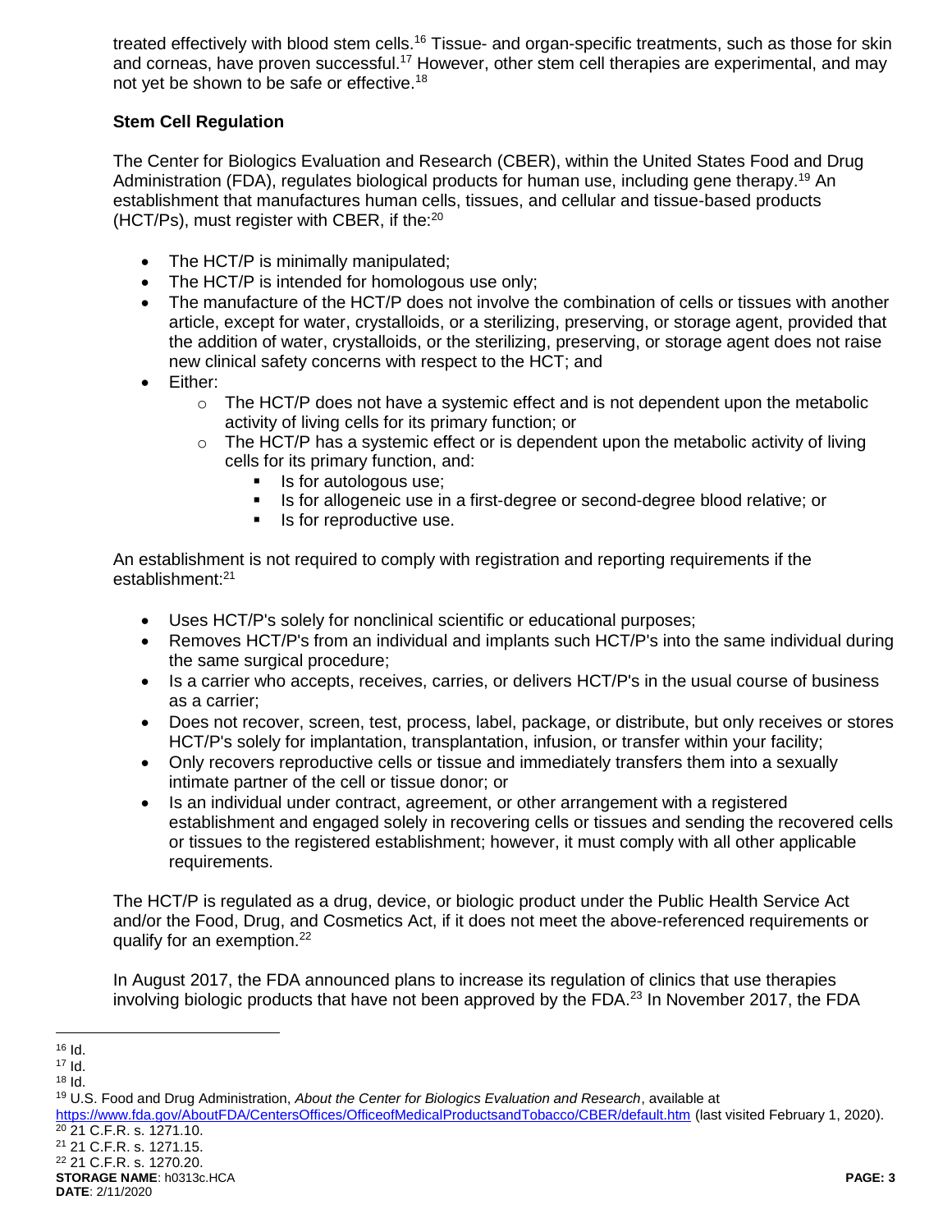treated effectively with blood stem cells.[16] Tissue- and organ-specific treatments, such as those for skin and corneas, have proven successful.[17] However, other stem cell therapies are experimental, and may not yet be shown to be safe or effective.[18]

**Stem Cell Regulation**

The Center for Biologics Evaluation and Research (CBER), within the United States Food and Drug Administration (FDA), regulates biological products for human use, including gene therapy.[19] An establishment that manufactures human cells, tissues, and cellular and tissue-based products (HCT/Ps), must register with CBER, if the:[20]

- The HCT/P is minimally manipulated;
- The HCT/P is intended for homologous use only;
- The manufacture of the HCT/P does not involve the combination of cells or tissues with another article, except for water, crystalloids, or a sterilizing, preserving, or storage agent, provided that the addition of water, crystalloids, or the sterilizing, preserving, or storage agent does not raise new clinical safety concerns with respect to the HCT; and
- Either:
  - The HCT/P does not have a systemic effect and is not dependent upon the metabolic activity of living cells for its primary function; or
  - The HCT/P has a systemic effect or is dependent upon the metabolic activity of living cells for its primary function, and:
    - Is for autologous use;
    - Is for allogeneic use in a first-degree or second-degree blood relative; or
    - Is for reproductive use.

An establishment is not required to comply with registration and reporting requirements if the establishment:[21]

- Uses HCT/P's solely for nonclinical scientific or educational purposes;
- Removes HCT/P's from an individual and implants such HCT/P's into the same individual during the same surgical procedure;
- Is a carrier who accepts, receives, carries, or delivers HCT/P's in the usual course of business as a carrier;
- Does not recover, screen, test, process, label, package, or distribute, but only receives or stores HCT/P's solely for implantation, transplantation, infusion, or transfer within your facility;
- Only recovers reproductive cells or tissue and immediately transfers them into a sexually intimate partner of the cell or tissue donor; or
- Is an individual under contract, agreement, or other arrangement with a registered establishment and engaged solely in recovering cells or tissues and sending the recovered cells or tissues to the registered establishment; however, it must comply with all other applicable requirements.

The HCT/P is regulated as a drug, device, or biologic product under the Public Health Service Act and/or the Food, Drug, and Cosmetics Act, if it does not meet the above-referenced requirements or qualify for an exemption.[22]

In August 2017, the FDA announced plans to increase its regulation of clinics that use therapies involving biologic products that have not been approved by the FDA.[23] In November 2017, the FDA

[16] Id.
[17] Id.
[18] Id.
[19] U.S. Food and Drug Administration, *About the Center for Biologics Evaluation and Research*, available at https://www.fda.gov/AboutFDA/CentersOffices/OfficeofMedicalProductsandTobacco/CBER/default.htm (last visited February 1, 2020).
[20] 21 C.F.R. s. 1271.10.
[21] 21 C.F.R. s. 1271.15.
[22] 21 C.F.R. s. 1270.20.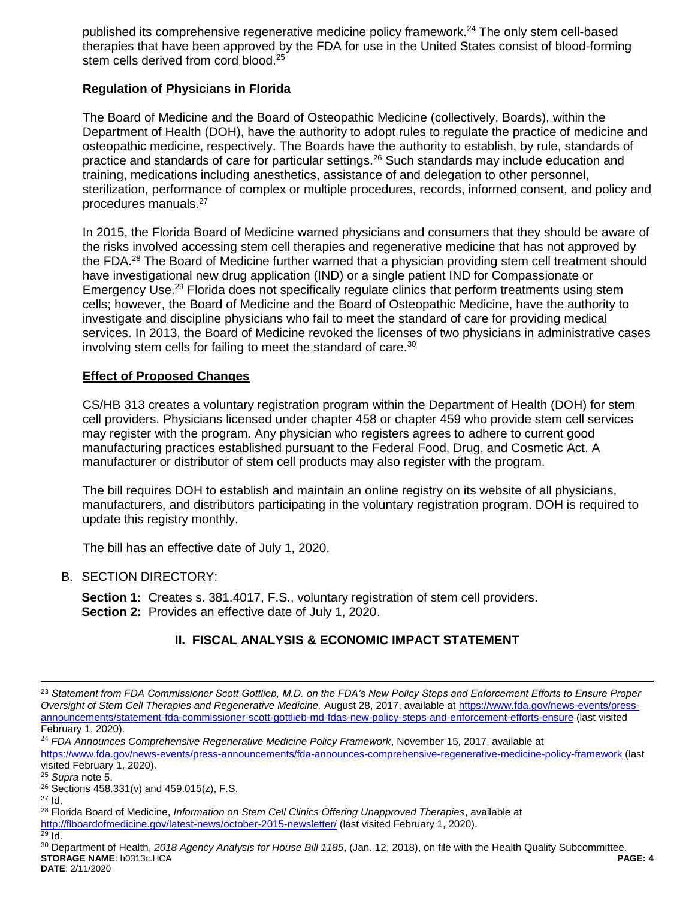published its comprehensive regenerative medicine policy framework.[24] The only stem cell-based therapies that have been approved by the FDA for use in the United States consist of blood-forming stem cells derived from cord blood.[25]

**Regulation of Physicians in Florida**

The Board of Medicine and the Board of Osteopathic Medicine (collectively, Boards), within the Department of Health (DOH), have the authority to adopt rules to regulate the practice of medicine and osteopathic medicine, respectively. The Boards have the authority to establish, by rule, standards of practice and standards of care for particular settings.[26] Such standards may include education and training, medications including anesthetics, assistance of and delegation to other personnel, sterilization, performance of complex or multiple procedures, records, informed consent, and policy and procedures manuals.[27]

In 2015, the Florida Board of Medicine warned physicians and consumers that they should be aware of the risks involved accessing stem cell therapies and regenerative medicine that has not approved by the FDA.[28] The Board of Medicine further warned that a physician providing stem cell treatment should have investigational new drug application (IND) or a single patient IND for Compassionate or Emergency Use.[29] Florida does not specifically regulate clinics that perform treatments using stem cells; however, the Board of Medicine and the Board of Osteopathic Medicine, have the authority to investigate and discipline physicians who fail to meet the standard of care for providing medical services. In 2013, the Board of Medicine revoked the licenses of two physicians in administrative cases involving stem cells for failing to meet the standard of care.[30]

**Effect of Proposed Changes**

CS/HB 313 creates a voluntary registration program within the Department of Health (DOH) for stem cell providers. Physicians licensed under chapter 458 or chapter 459 who provide stem cell services may register with the program. Any physician who registers agrees to adhere to current good manufacturing practices established pursuant to the Federal Food, Drug, and Cosmetic Act. A manufacturer or distributor of stem cell products may also register with the program.

The bill requires DOH to establish and maintain an online registry on its website of all physicians, manufacturers, and distributors participating in the voluntary registration program. DOH is required to update this registry monthly.

The bill has an effective date of July 1, 2020.

B. SECTION DIRECTORY:

**Section 1:** Creates s. 381.4017, F.S., voluntary registration of stem cell providers.
**Section 2:** Provides an effective date of July 1, 2020.

## II. FISCAL ANALYSIS & ECONOMIC IMPACT STATEMENT

---

[23] *Statement from FDA Commissioner Scott Gottlieb, M.D. on the FDA's New Policy Steps and Enforcement Efforts to Ensure Proper Oversight of Stem Cell Therapies and Regenerative Medicine,* August 28, 2017, available at https://www.fda.gov/news-events/press-announcements/statement-fda-commissioner-scott-gottlieb-md-fdas-new-policy-steps-and-enforcement-efforts-ensure (last visited February 1, 2020).

[24] *FDA Announces Comprehensive Regenerative Medicine Policy Framework*, November 15, 2017, available at https://www.fda.gov/news-events/press-announcements/fda-announces-comprehensive-regenerative-medicine-policy-framework (last visited February 1, 2020).

[25] *Supra* note 5.

[26] Sections 458.331(v) and 459.015(z), F.S.

[27] Id.

[28] Florida Board of Medicine, *Information on Stem Cell Clinics Offering Unapproved Therapies*, available at http://flboardofmedicine.gov/latest-news/october-2015-newsletter/ (last visited February 1, 2020).

[29] Id.

[30] Department of Health, *2018 Agency Analysis for House Bill 1185*, (Jan. 12, 2018), on file with the Health Quality Subcommittee.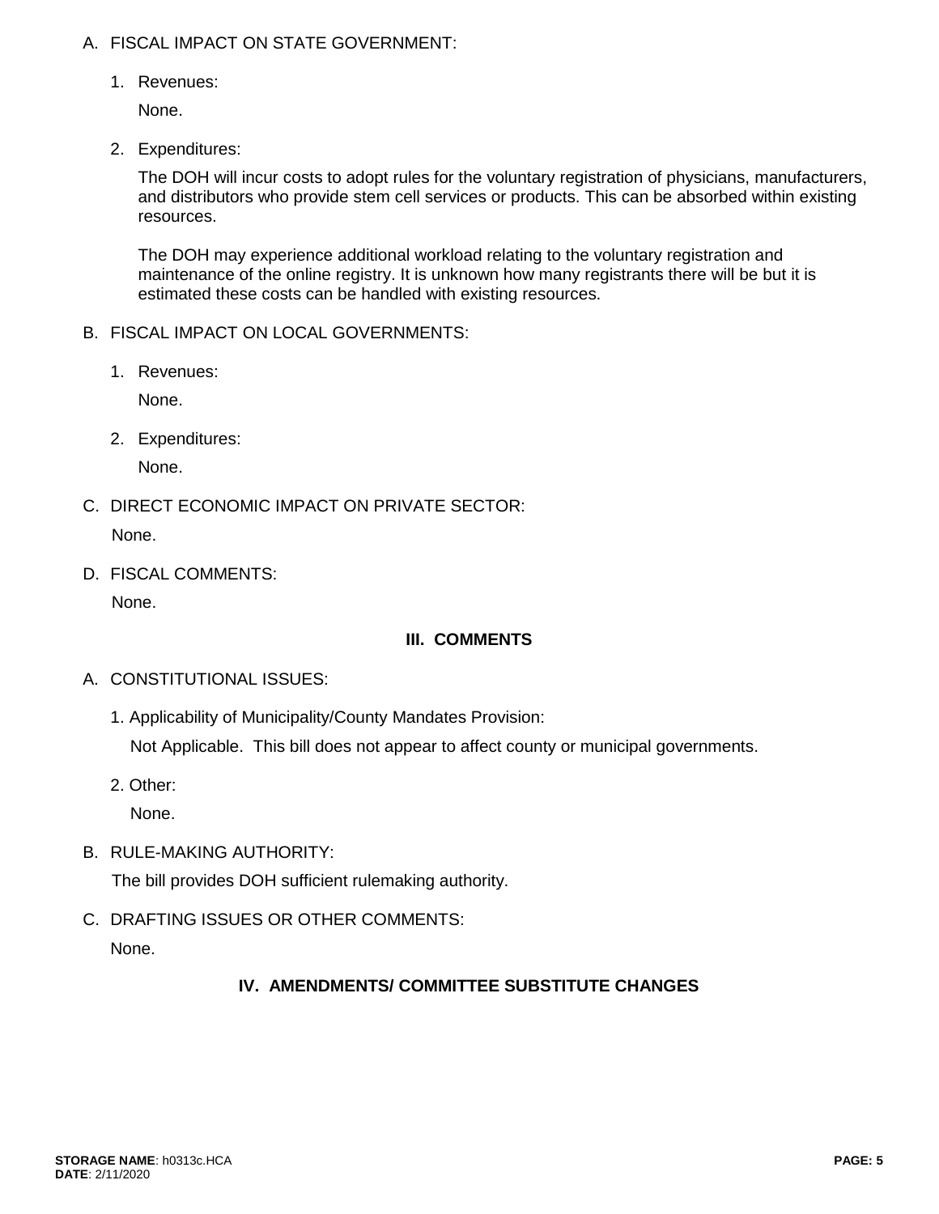A. FISCAL IMPACT ON STATE GOVERNMENT:

1. Revenues:

   None.

2. Expenditures:

   The DOH will incur costs to adopt rules for the voluntary registration of physicians, manufacturers, and distributors who provide stem cell services or products. This can be absorbed within existing resources.

   The DOH may experience additional workload relating to the voluntary registration and maintenance of the online registry. It is unknown how many registrants there will be but it is estimated these costs can be handled with existing resources.

B. FISCAL IMPACT ON LOCAL GOVERNMENTS:

1. Revenues:

   None.

2. Expenditures:

   None.

C. DIRECT ECONOMIC IMPACT ON PRIVATE SECTOR:

   None.

D. FISCAL COMMENTS:

   None.

## III. COMMENTS

A. CONSTITUTIONAL ISSUES:

1. Applicability of Municipality/County Mandates Provision:

   Not Applicable. This bill does not appear to affect county or municipal governments.

2. Other:

   None.

B. RULE-MAKING AUTHORITY:

   The bill provides DOH sufficient rulemaking authority.

C. DRAFTING ISSUES OR OTHER COMMENTS:

   None.

## IV. AMENDMENTS/ COMMITTEE SUBSTITUTE CHANGES